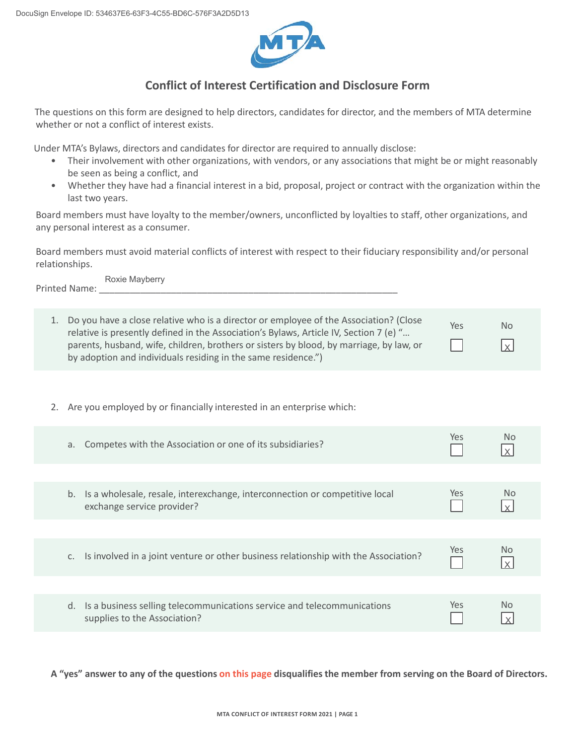DocuSign Envelope ID: 534637E6-63F3-4C55-BD6C-576F3A2D5D13

MTA

## Conflict of Interest Certification and Disclosure Form

The questions on this form are designed to help directors, candidates for director, and the members of MTA determine whether or not a conflict of interest exists.

Under MTA's Bylaws, directors and candidates for director are required to annually disclose:

- Their involvement with other organizations, with vendors, or any associations that might be or might reasonably be seen as being a conflict, and
- Whether they have had a financial interest in a bid, proposal, project or contract with the organization within the last two years.

Board members must have loyalty to the member/owners, unconflicted by loyalties to staff, other organizations, and any personal interest as a consumer.

Board members must avoid material conflicts of interest with respect to their fiduciary responsibility and/or personal relationships.

Printed Name: Roxie Mayberry

| Question | Yes | No |
|---|---|---|
| 1. Do you have a close relative who is a director or employee of the Association? (Close relative is presently defined in the Association's Bylaws, Article IV, Section 7 (e) "… parents, husband, wife, children, brothers or sisters by blood, by marriage, by law, or by adoption and individuals residing in the same residence.") | ☐ | X |

2. Are you employed by or financially interested in an enterprise which:

| Question | Yes | No |
|---|---|---|
| a. Competes with the Association or one of its subsidiaries? | ☐ | X |
| b. Is a wholesale, resale, interexchange, interconnection or competitive local exchange service provider? | ☐ | X |
| c. Is involved in a joint venture or other business relationship with the Association? | ☐ | X |
| d. Is a business selling telecommunications service and telecommunications supplies to the Association? | ☐ | X |

**A "yes" answer to any of the questions on this page disqualifies the member from serving on the Board of Directors.**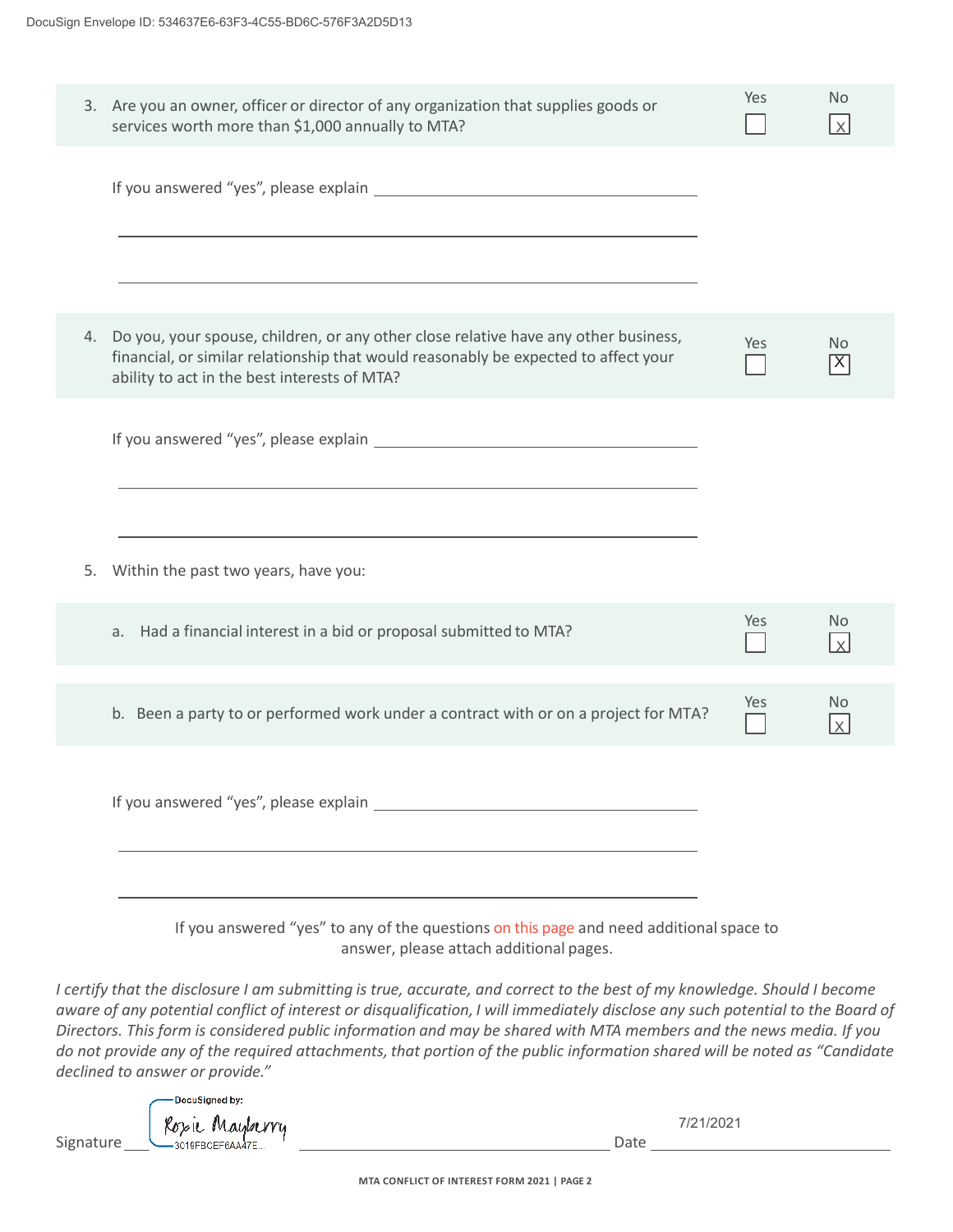DocuSign Envelope ID: 534637E6-63F3-4C55-BD6C-576F3A2D5D13

| | Yes | No |
|---|---|---|
| 3. Are you an owner, officer or director of any organization that supplies goods or services worth more than $1,000 annually to MTA? | ☐ | ☒ |

If you answered "yes", please explain ______________________________

______________________________

______________________________

| | Yes | No |
|---|---|---|
| 4. Do you, your spouse, children, or any other close relative have any other business, financial, or similar relationship that would reasonably be expected to affect your ability to act in the best interests of MTA? | ☐ | ☒ |

If you answered "yes", please explain ______________________________

______________________________

______________________________

5. Within the past two years, have you:

| | Yes | No |
|---|---|---|
| a. Had a financial interest in a bid or proposal submitted to MTA? | ☐ | ☒ |
| b. Been a party to or performed work under a contract with or on a project for MTA? | ☐ | ☒ |

If you answered "yes", please explain ______________________________

______________________________

______________________________

If you answered "yes" to any of the questions on this page and need additional space to answer, please attach additional pages.

*I certify that the disclosure I am submitting is true, accurate, and correct to the best of my knowledge. Should I become aware of any potential conflict of interest or disqualification, I will immediately disclose any such potential to the Board of Directors. This form is considered public information and may be shared with MTA members and the news media. If you do not provide any of the required attachments, that portion of the public information shared will be noted as "Candidate declined to answer or provide."*

Signature: DocuSigned by: Rosie Mayberry 3019FBCEF6AA47E... Date: 7/21/2021